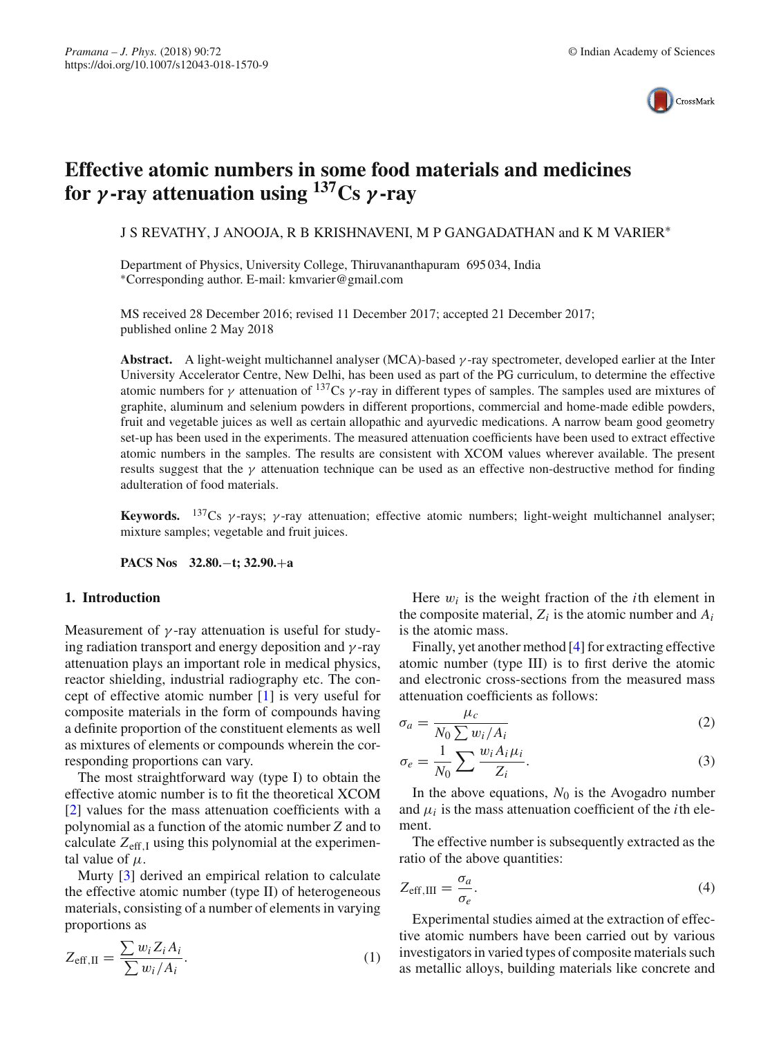# Effective atomic numbers in some food materials and medicines for $\gamma$-ray attenuation using $^{137}$Cs $\gamma$-ray

J S REVATHY, J ANOOJA, R B KRISHNAVENI, M P GANGADATHAN and K M VARIER*

Department of Physics, University College, Thiruvananthapuram 695 034, India
*Corresponding author. E-mail: kmvarier@gmail.com

MS received 28 December 2016; revised 11 December 2017; accepted 21 December 2017; published online 2 May 2018

**Abstract.** A light-weight multichannel analyser (MCA)-based $\gamma$-ray spectrometer, developed earlier at the Inter University Accelerator Centre, New Delhi, has been used as part of the PG curriculum, to determine the effective atomic numbers for $\gamma$ attenuation of $^{137}$Cs $\gamma$-ray in different types of samples. The samples used are mixtures of graphite, aluminum and selenium powders in different proportions, commercial and home-made edible powders, fruit and vegetable juices as well as certain allopathic and ayurvedic medications. A narrow beam good geometry set-up has been used in the experiments. The measured attenuation coefficients have been used to extract effective atomic numbers in the samples. The results are consistent with XCOM values wherever available. The present results suggest that the $\gamma$ attenuation technique can be used as an effective non-destructive method for finding adulteration of food materials.

**Keywords.** $^{137}$Cs $\gamma$-rays; $\gamma$-ray attenuation; effective atomic numbers; light-weight multichannel analyser; mixture samples; vegetable and fruit juices.

**PACS Nos 32.80.−t; 32.90.+a**

## 1. Introduction

Measurement of $\gamma$-ray attenuation is useful for studying radiation transport and energy deposition and $\gamma$-ray attenuation plays an important role in medical physics, reactor shielding, industrial radiography etc. The concept of effective atomic number [1] is very useful for composite materials in the form of compounds having a definite proportion of the constituent elements as well as mixtures of elements or compounds wherein the corresponding proportions can vary.

The most straightforward way (type I) to obtain the effective atomic number is to fit the theoretical XCOM [2] values for the mass attenuation coefficients with a polynomial as a function of the atomic number $Z$ and to calculate $Z_{\text{eff,I}}$ using this polynomial at the experimental value of $\mu$.

Murty [3] derived an empirical relation to calculate the effective atomic number (type II) of heterogeneous materials, consisting of a number of elements in varying proportions as

$$Z_{\text{eff,II}} = \frac{\sum w_i Z_i A_i}{\sum w_i / A_i}. \tag{1}$$

Here $w_i$ is the weight fraction of the $i$th element in the composite material, $Z_i$ is the atomic number and $A_i$ is the atomic mass.

Finally, yet another method [4] for extracting effective atomic number (type III) is to first derive the atomic and electronic cross-sections from the measured mass attenuation coefficients as follows:

$$\sigma_a = \frac{\mu_c}{N_0 \sum w_i / A_i} \tag{2}$$

$$\sigma_e = \frac{1}{N_0} \sum \frac{w_i A_i \mu_i}{Z_i}. \tag{3}$$

In the above equations, $N_0$ is the Avogadro number and $\mu_i$ is the mass attenuation coefficient of the $i$th element.

The effective number is subsequently extracted as the ratio of the above quantities:

$$Z_{\text{eff,III}} = \frac{\sigma_a}{\sigma_e}. \tag{4}$$

Experimental studies aimed at the extraction of effective atomic numbers have been carried out by various investigators in varied types of composite materials such as metallic alloys, building materials like concrete and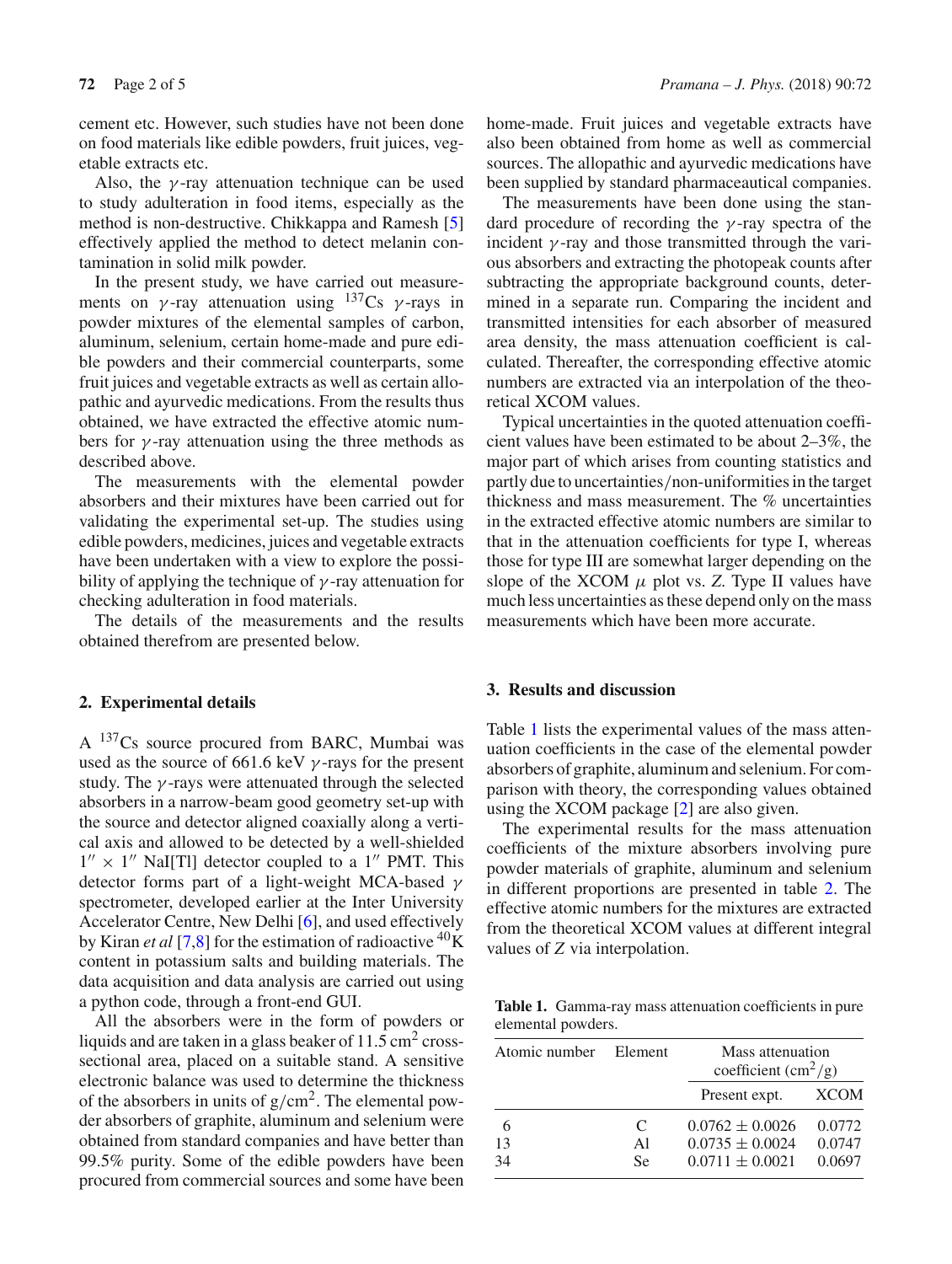cement etc. However, such studies have not been done on food materials like edible powders, fruit juices, vegetable extracts etc.

Also, the $\gamma$-ray attenuation technique can be used to study adulteration in food items, especially as the method is non-destructive. Chikkappa and Ramesh [5] effectively applied the method to detect melanin contamination in solid milk powder.

In the present study, we have carried out measurements on $\gamma$-ray attenuation using $^{137}$Cs $\gamma$-rays in powder mixtures of the elemental samples of carbon, aluminum, selenium, certain home-made and pure edible powders and their commercial counterparts, some fruit juices and vegetable extracts as well as certain allopathic and ayurvedic medications. From the results thus obtained, we have extracted the effective atomic numbers for $\gamma$-ray attenuation using the three methods as described above.

The measurements with the elemental powder absorbers and their mixtures have been carried out for validating the experimental set-up. The studies using edible powders, medicines, juices and vegetable extracts have been undertaken with a view to explore the possibility of applying the technique of $\gamma$-ray attenuation for checking adulteration in food materials.

The details of the measurements and the results obtained therefrom are presented below.

## 2. Experimental details

A $^{137}$Cs source procured from BARC, Mumbai was used as the source of 661.6 keV $\gamma$-rays for the present study. The $\gamma$-rays were attenuated through the selected absorbers in a narrow-beam good geometry set-up with the source and detector aligned coaxially along a vertical axis and allowed to be detected by a well-shielded $1'' \times 1''$ NaI[Tl] detector coupled to a $1''$ PMT. This detector forms part of a light-weight MCA-based $\gamma$ spectrometer, developed earlier at the Inter University Accelerator Centre, New Delhi [6], and used effectively by Kiran *et al* [7,8] for the estimation of radioactive $^{40}$K content in potassium salts and building materials. The data acquisition and data analysis are carried out using a python code, through a front-end GUI.

All the absorbers were in the form of powders or liquids and are taken in a glass beaker of 11.5 cm$^2$ cross-sectional area, placed on a suitable stand. A sensitive electronic balance was used to determine the thickness of the absorbers in units of g/cm$^2$. The elemental powder absorbers of graphite, aluminum and selenium were obtained from standard companies and have better than 99.5% purity. Some of the edible powders have been procured from commercial sources and some have been home-made. Fruit juices and vegetable extracts have also been obtained from home as well as commercial sources. The allopathic and ayurvedic medications have been supplied by standard pharmaceutical companies.

The measurements have been done using the standard procedure of recording the $\gamma$-ray spectra of the incident $\gamma$-ray and those transmitted through the various absorbers and extracting the photopeak counts after subtracting the appropriate background counts, determined in a separate run. Comparing the incident and transmitted intensities for each absorber of measured area density, the mass attenuation coefficient is calculated. Thereafter, the corresponding effective atomic numbers are extracted via an interpolation of the theoretical XCOM values.

Typical uncertainties in the quoted attenuation coefficient values have been estimated to be about 2–3%, the major part of which arises from counting statistics and partly due to uncertainties/non-uniformities in the target thickness and mass measurement. The % uncertainties in the extracted effective atomic numbers are similar to that in the attenuation coefficients for type I, whereas those for type III are somewhat larger depending on the slope of the XCOM $\mu$ plot vs. $Z$. Type II values have much less uncertainties as these depend only on the mass measurements which have been more accurate.

## 3. Results and discussion

Table 1 lists the experimental values of the mass attenuation coefficients in the case of the elemental powder absorbers of graphite, aluminum and selenium. For comparison with theory, the corresponding values obtained using the XCOM package [2] are also given.

The experimental results for the mass attenuation coefficients of the mixture absorbers involving pure powder materials of graphite, aluminum and selenium in different proportions are presented in table 2. The effective atomic numbers for the mixtures are extracted from the theoretical XCOM values at different integral values of $Z$ via interpolation.

**Table 1.** Gamma-ray mass attenuation coefficients in pure elemental powders.

| Atomic number | Element | Mass attenuation coefficient (cm$^2$/g) | |
|---|---|---|---|
| | | Present expt. | XCOM |
| 6 | C | $0.0762 \pm 0.0026$ | 0.0772 |
| 13 | Al | $0.0735 \pm 0.0024$ | 0.0747 |
| 34 | Se | $0.0711 \pm 0.0021$ | 0.0697 |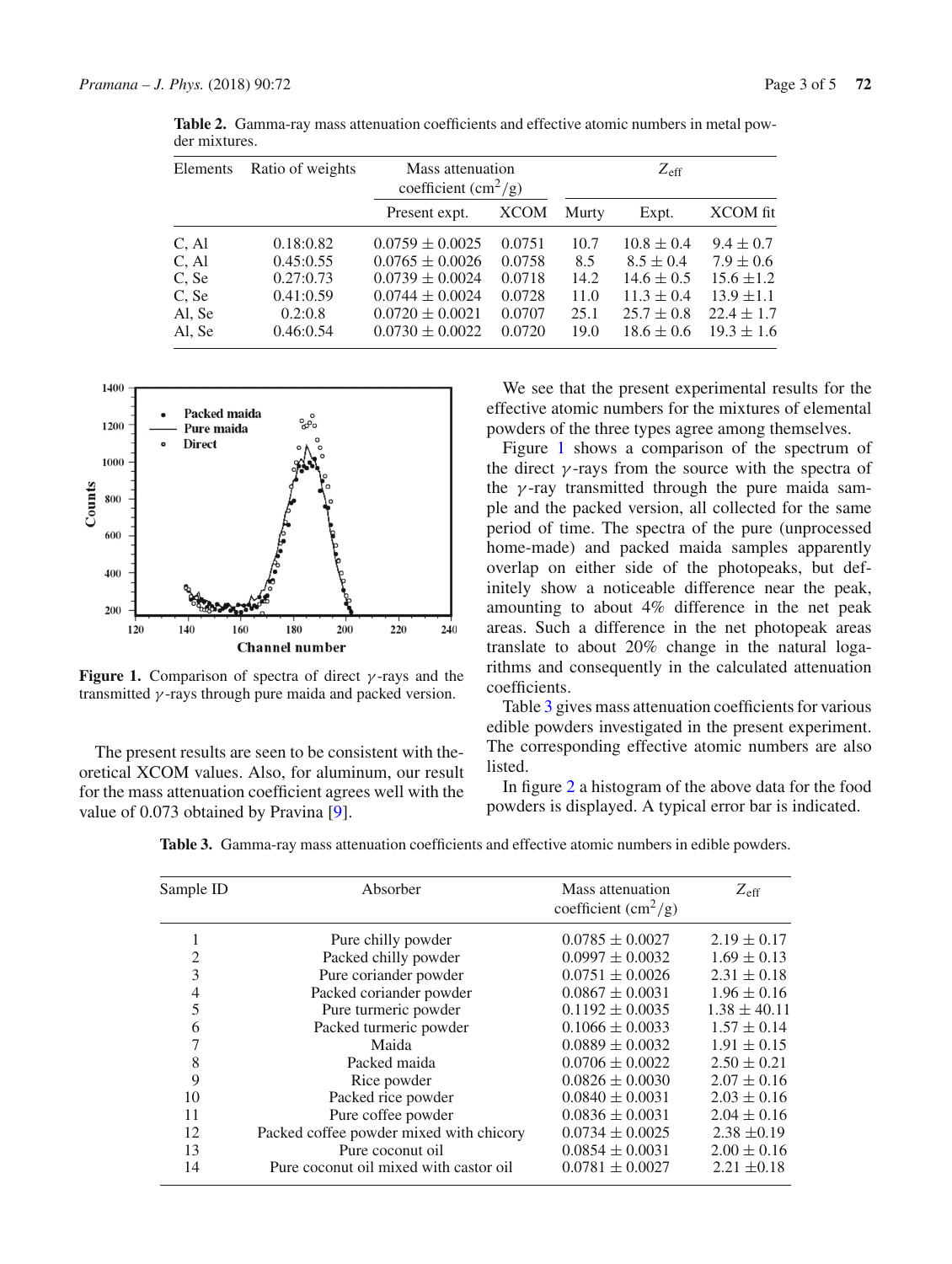**Table 2.** Gamma-ray mass attenuation coefficients and effective atomic numbers in metal powder mixtures.

| Elements | Ratio of weights | Mass attenuation coefficient ($cm^2/g$) | | $Z_{eff}$ | | |
|---|---|---|---|---|---|---|
| | | Present expt. | XCOM | Murty | Expt. | XCOM fit |
| C, Al | 0.18:0.82 | $0.0759 \pm 0.0025$ | 0.0751 | 10.7 | $10.8 \pm 0.4$ | $9.4 \pm 0.7$ |
| C, Al | 0.45:0.55 | $0.0765 \pm 0.0026$ | 0.0758 | 8.5 | $8.5 \pm 0.4$ | $7.9 \pm 0.6$ |
| C, Se | 0.27:0.73 | $0.0739 \pm 0.0024$ | 0.0718 | 14.2 | $14.6 \pm 0.5$ | $15.6 \pm 1.2$ |
| C, Se | 0.41:0.59 | $0.0744 \pm 0.0024$ | 0.0728 | 11.0 | $11.3 \pm 0.4$ | $13.9 \pm 1.1$ |
| Al, Se | 0.2:0.8 | $0.0720 \pm 0.0021$ | 0.0707 | 25.1 | $25.7 \pm 0.8$ | $22.4 \pm 1.7$ |
| Al, Se | 0.46:0.54 | $0.0730 \pm 0.0022$ | 0.0720 | 19.0 | $18.6 \pm 0.6$ | $19.3 \pm 1.6$ |

**Figure 1.** Comparison of spectra of direct $\gamma$-rays and the transmitted $\gamma$-rays through pure maida and packed version.

The present results are seen to be consistent with theoretical XCOM values. Also, for aluminum, our result for the mass attenuation coefficient agrees well with the value of 0.073 obtained by Pravina [9].

We see that the present experimental results for the effective atomic numbers for the mixtures of elemental powders of the three types agree among themselves.

Figure 1 shows a comparison of the spectrum of the direct $\gamma$-rays from the source with the spectra of the $\gamma$-ray transmitted through the pure maida sample and the packed version, all collected for the same period of time. The spectra of the pure (unprocessed home-made) and packed maida samples apparently overlap on either side of the photopeaks, but definitely show a noticeable difference near the peak, amounting to about 4% difference in the net peak areas. Such a difference in the net photopeak areas translate to about 20% change in the natural logarithms and consequently in the calculated attenuation coefficients.

Table 3 gives mass attenuation coefficients for various edible powders investigated in the present experiment. The corresponding effective atomic numbers are also listed.

In figure 2 a histogram of the above data for the food powders is displayed. A typical error bar is indicated.

**Table 3.** Gamma-ray mass attenuation coefficients and effective atomic numbers in edible powders.

| Sample ID | Absorber | Mass attenuation coefficient ($cm^2/g$) | $Z_{eff}$ |
|---|---|---|---|
| 1 | Pure chilly powder | $0.0785 \pm 0.0027$ | $2.19 \pm 0.17$ |
| 2 | Packed chilly powder | $0.0997 \pm 0.0032$ | $1.69 \pm 0.13$ |
| 3 | Pure coriander powder | $0.0751 \pm 0.0026$ | $2.31 \pm 0.18$ |
| 4 | Packed coriander powder | $0.0867 \pm 0.0031$ | $1.96 \pm 0.16$ |
| 5 | Pure turmeric powder | $0.1192 \pm 0.0035$ | $1.38 \pm 40.11$ |
| 6 | Packed turmeric powder | $0.1066 \pm 0.0033$ | $1.57 \pm 0.14$ |
| 7 | Maida | $0.0889 \pm 0.0032$ | $1.91 \pm 0.15$ |
| 8 | Packed maida | $0.0706 \pm 0.0022$ | $2.50 \pm 0.21$ |
| 9 | Rice powder | $0.0826 \pm 0.0030$ | $2.07 \pm 0.16$ |
| 10 | Packed rice powder | $0.0840 \pm 0.0031$ | $2.03 \pm 0.16$ |
| 11 | Pure coffee powder | $0.0836 \pm 0.0031$ | $2.04 \pm 0.16$ |
| 12 | Packed coffee powder mixed with chicory | $0.0734 \pm 0.0025$ | $2.38 \pm 0.19$ |
| 13 | Pure coconut oil | $0.0854 \pm 0.0031$ | $2.00 \pm 0.16$ |
| 14 | Pure coconut oil mixed with castor oil | $0.0781 \pm 0.0027$ | $2.21 \pm 0.18$ |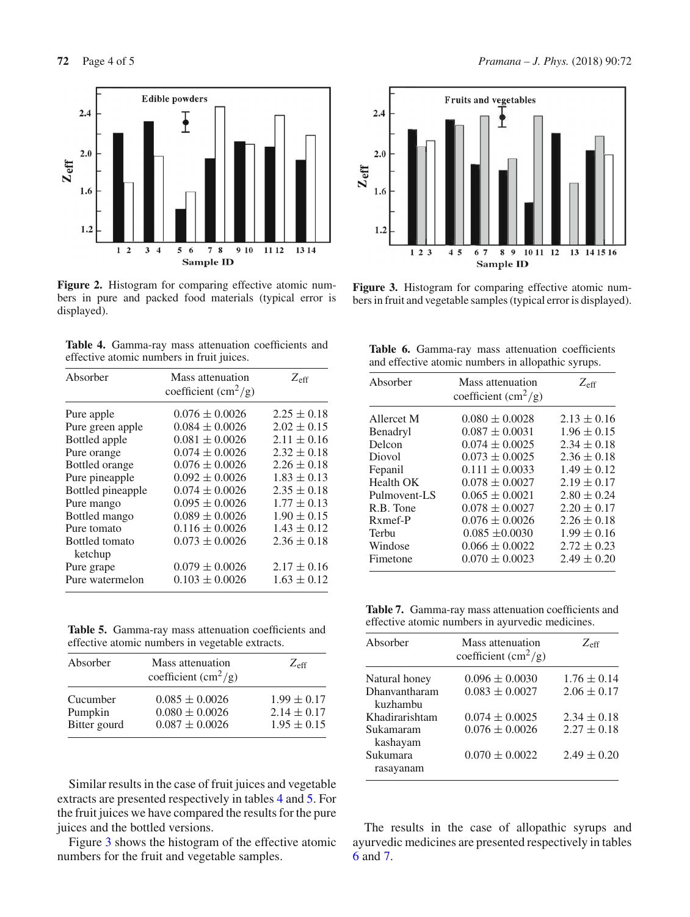**Figure 2.** Histogram for comparing effective atomic numbers in pure and packed food materials (typical error is displayed).

**Figure 3.** Histogram for comparing effective atomic numbers in fruit and vegetable samples (typical error is displayed).

**Table 4.** Gamma-ray mass attenuation coefficients and effective atomic numbers in fruit juices.

| Absorber | Mass attenuation coefficient ($cm^2/g$) | $Z_{eff}$ |
|---|---|---|
| Pure apple | $0.076 \pm 0.0026$ | $2.25 \pm 0.18$ |
| Pure green apple | $0.084 \pm 0.0026$ | $2.02 \pm 0.15$ |
| Bottled apple | $0.081 \pm 0.0026$ | $2.11 \pm 0.16$ |
| Pure orange | $0.074 \pm 0.0026$ | $2.32 \pm 0.18$ |
| Bottled orange | $0.076 \pm 0.0026$ | $2.26 \pm 0.18$ |
| Pure pineapple | $0.092 \pm 0.0026$ | $1.83 \pm 0.13$ |
| Bottled pineapple | $0.074 \pm 0.0026$ | $2.35 \pm 0.18$ |
| Pure mango | $0.095 \pm 0.0026$ | $1.77 \pm 0.13$ |
| Bottled mango | $0.089 \pm 0.0026$ | $1.90 \pm 0.15$ |
| Pure tomato | $0.116 \pm 0.0026$ | $1.43 \pm 0.12$ |
| Bottled tomato ketchup | $0.073 \pm 0.0026$ | $2.36 \pm 0.18$ |
| Pure grape | $0.079 \pm 0.0026$ | $2.17 \pm 0.16$ |
| Pure watermelon | $0.103 \pm 0.0026$ | $1.63 \pm 0.12$ |

**Table 5.** Gamma-ray mass attenuation coefficients and effective atomic numbers in vegetable extracts.

| Absorber | Mass attenuation coefficient ($cm^2/g$) | $Z_{eff}$ |
|---|---|---|
| Cucumber | $0.085 \pm 0.0026$ | $1.99 \pm 0.17$ |
| Pumpkin | $0.080 \pm 0.0026$ | $2.14 \pm 0.17$ |
| Bitter gourd | $0.087 \pm 0.0026$ | $1.95 \pm 0.15$ |

Similar results in the case of fruit juices and vegetable extracts are presented respectively in tables 4 and 5. For the fruit juices we have compared the results for the pure juices and the bottled versions.

Figure 3 shows the histogram of the effective atomic numbers for the fruit and vegetable samples.

**Table 6.** Gamma-ray mass attenuation coefficients and effective atomic numbers in allopathic syrups.

| Absorber | Mass attenuation coefficient ($cm^2/g$) | $Z_{eff}$ |
|---|---|---|
| Allercet M | $0.080 \pm 0.0028$ | $2.13 \pm 0.16$ |
| Benadryl | $0.087 \pm 0.0031$ | $1.96 \pm 0.15$ |
| Delcon | $0.074 \pm 0.0025$ | $2.34 \pm 0.18$ |
| Diovol | $0.073 \pm 0.0025$ | $2.36 \pm 0.18$ |
| Fepanil | $0.111 \pm 0.0033$ | $1.49 \pm 0.12$ |
| Health OK | $0.078 \pm 0.0027$ | $2.19 \pm 0.17$ |
| Pulmovent-LS | $0.065 \pm 0.0021$ | $2.80 \pm 0.24$ |
| R.B. Tone | $0.078 \pm 0.0027$ | $2.20 \pm 0.17$ |
| Rxmef-P | $0.076 \pm 0.0026$ | $2.26 \pm 0.18$ |
| Terbu | $0.085 \pm 0.0030$ | $1.99 \pm 0.16$ |
| Windose | $0.066 \pm 0.0022$ | $2.72 \pm 0.23$ |
| Fimetone | $0.070 \pm 0.0023$ | $2.49 \pm 0.20$ |

**Table 7.** Gamma-ray mass attenuation coefficients and effective atomic numbers in ayurvedic medicines.

| Absorber | Mass attenuation coefficient ($cm^2/g$) | $Z_{eff}$ |
|---|---|---|
| Natural honey | $0.096 \pm 0.0030$ | $1.76 \pm 0.14$ |
| Dhanvantharam kuzhambu | $0.083 \pm 0.0027$ | $2.06 \pm 0.17$ |
| Khadirarishtam | $0.074 \pm 0.0025$ | $2.34 \pm 0.18$ |
| Sukamaram kashayam | $0.076 \pm 0.0026$ | $2.27 \pm 0.18$ |
| Sukumara rasayanam | $0.070 \pm 0.0022$ | $2.49 \pm 0.20$ |

The results in the case of allopathic syrups and ayurvedic medicines are presented respectively in tables 6 and 7.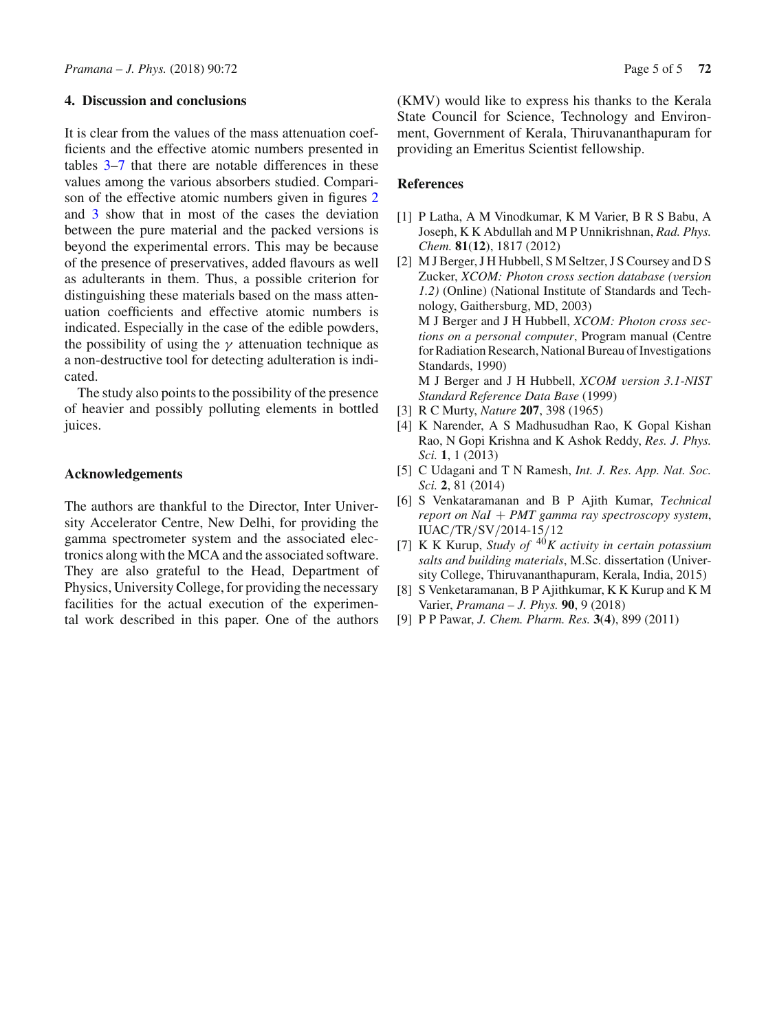## 4. Discussion and conclusions

It is clear from the values of the mass attenuation coefficients and the effective atomic numbers presented in tables 3–7 that there are notable differences in these values among the various absorbers studied. Comparison of the effective atomic numbers given in figures 2 and 3 show that in most of the cases the deviation between the pure material and the packed versions is beyond the experimental errors. This may be because of the presence of preservatives, added flavours as well as adulterants in them. Thus, a possible criterion for distinguishing these materials based on the mass attenuation coefficients and effective atomic numbers is indicated. Especially in the case of the edible powders, the possibility of using the $\gamma$ attenuation technique as a non-destructive tool for detecting adulteration is indicated.

The study also points to the possibility of the presence of heavier and possibly polluting elements in bottled juices.

## Acknowledgements

The authors are thankful to the Director, Inter University Accelerator Centre, New Delhi, for providing the gamma spectrometer system and the associated electronics along with the MCA and the associated software. They are also grateful to the Head, Department of Physics, University College, for providing the necessary facilities for the actual execution of the experimental work described in this paper. One of the authors (KMV) would like to express his thanks to the Kerala State Council for Science, Technology and Environment, Government of Kerala, Thiruvananthapuram for providing an Emeritus Scientist fellowship.

## References

[1] P Latha, A M Vinodkumar, K M Varier, B R S Babu, A Joseph, K K Abdullah and M P Unnikrishnan, *Rad. Phys. Chem.* **81**(**12**), 1817 (2012)

[2] M J Berger, J H Hubbell, S M Seltzer, J S Coursey and D S Zucker, *XCOM: Photon cross section database (version 1.2)* (Online) (National Institute of Standards and Technology, Gaithersburg, MD, 2003)
M J Berger and J H Hubbell, *XCOM: Photon cross sections on a personal computer*, Program manual (Centre for Radiation Research, National Bureau of Investigations Standards, 1990)
M J Berger and J H Hubbell, *XCOM version 3.1-NIST Standard Reference Data Base* (1999)

[3] R C Murty, *Nature* **207**, 398 (1965)

[4] K Narender, A S Madhusudhan Rao, K Gopal Kishan Rao, N Gopi Krishna and K Ashok Reddy, *Res. J. Phys. Sci.* **1**, 1 (2013)

[5] C Udagani and T N Ramesh, *Int. J. Res. App. Nat. Soc. Sci.* **2**, 81 (2014)

[6] S Venkataramanan and B P Ajith Kumar, *Technical report on NaI + PMT gamma ray spectroscopy system*, IUAC/TR/SV/2014-15/12

[7] K K Kurup, *Study of* $^{40}$*K activity in certain potassium salts and building materials*, M.Sc. dissertation (University College, Thiruvananthapuram, Kerala, India, 2015)

[8] S Venketaramanan, B P Ajithkumar, K K Kurup and K M Varier, *Pramana – J. Phys.* **90**, 9 (2018)

[9] P P Pawar, *J. Chem. Pharm. Res.* **3**(**4**), 899 (2011)